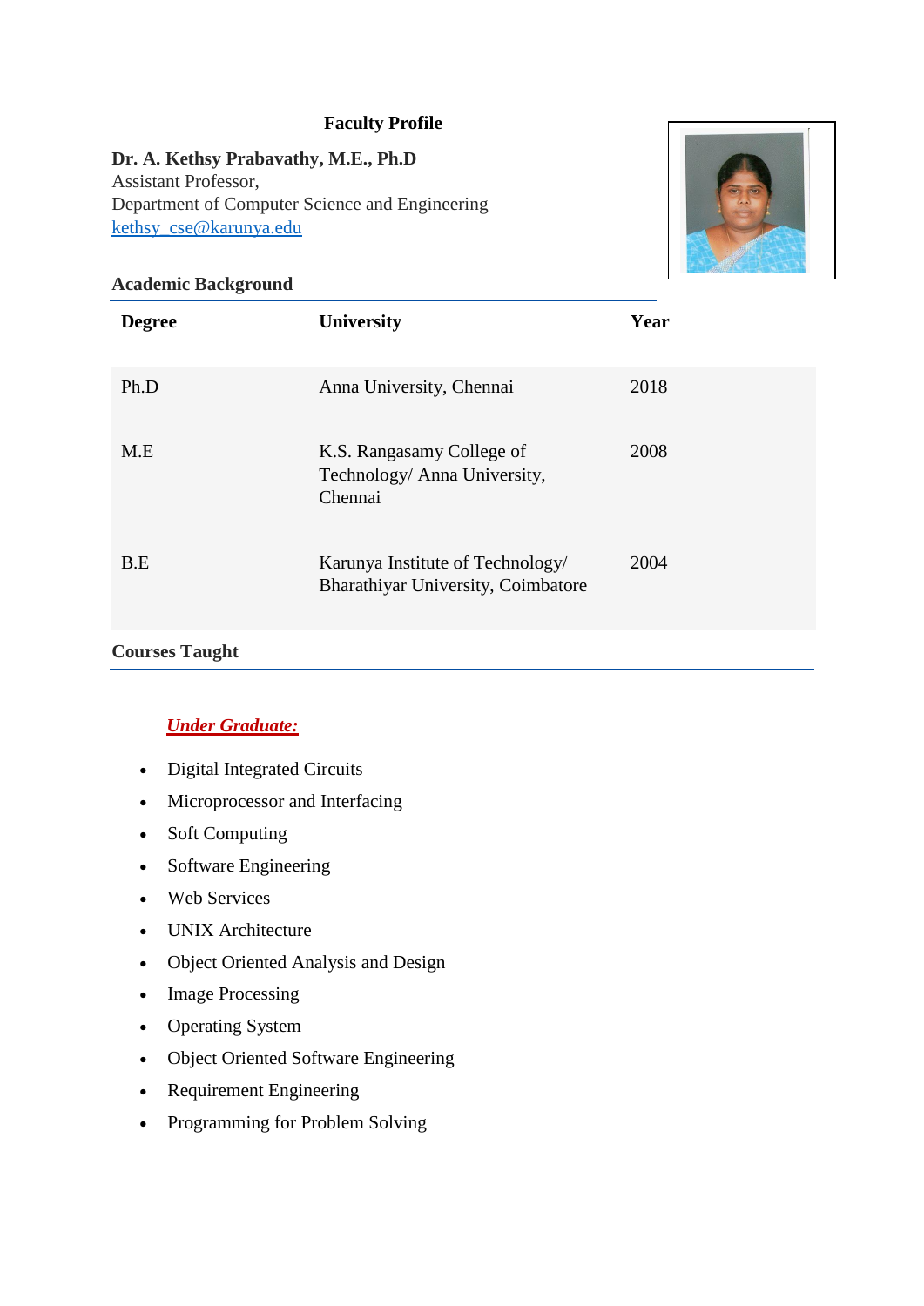# Faculty Profile

**Dr. A. Kethsy Prabavathy, M.E., Ph.D**
Assistant Professor,
Department of Computer Science and Engineering
kethsy_cse@karunya.edu

## Academic Background

| Degree | University | Year |
|---|---|---|
| Ph.D | Anna University, Chennai | 2018 |
| M.E | K.S. Rangasamy College of Technology/ Anna University, Chennai | 2008 |
| B.E | Karunya Institute of Technology/ Bharathiyar University, Coimbatore | 2004 |

## Courses Taught

***Under Graduate:***

- Digital Integrated Circuits
- Microprocessor and Interfacing
- Soft Computing
- Software Engineering
- Web Services
- UNIX Architecture
- Object Oriented Analysis and Design
- Image Processing
- Operating System
- Object Oriented Software Engineering
- Requirement Engineering
- Programming for Problem Solving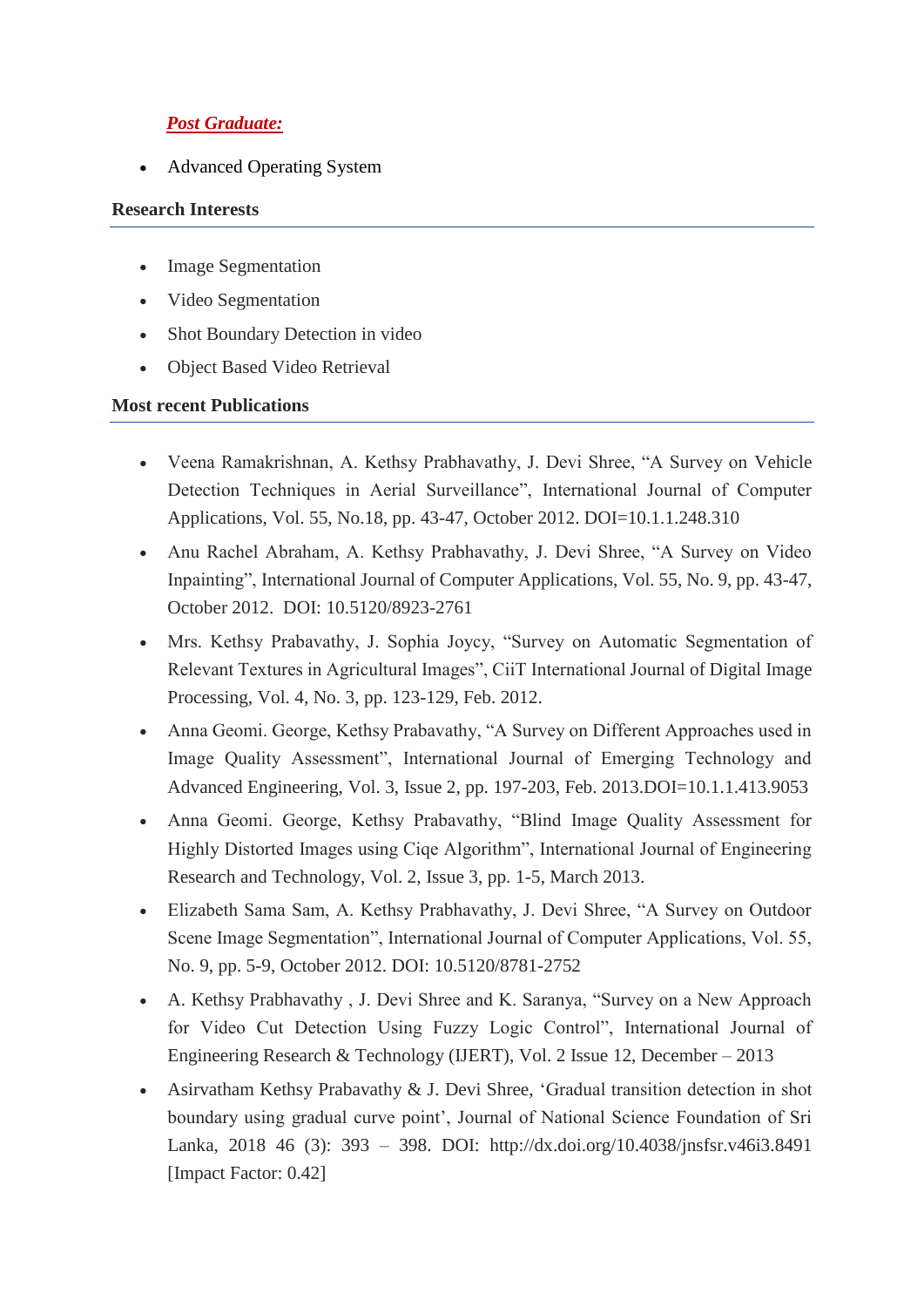***Post Graduate:***

- Advanced Operating System

## Research Interests

- Image Segmentation
- Video Segmentation
- Shot Boundary Detection in video
- Object Based Video Retrieval

## Most recent Publications

- Veena Ramakrishnan, A. Kethsy Prabhavathy, J. Devi Shree, "A Survey on Vehicle Detection Techniques in Aerial Surveillance", International Journal of Computer Applications, Vol. 55, No.18, pp. 43-47, October 2012. DOI=10.1.1.248.310
- Anu Rachel Abraham, A. Kethsy Prabhavathy, J. Devi Shree, "A Survey on Video Inpainting", International Journal of Computer Applications, Vol. 55, No. 9, pp. 43-47, October 2012. DOI: 10.5120/8923-2761
- Mrs. Kethsy Prabavathy, J. Sophia Joycy, "Survey on Automatic Segmentation of Relevant Textures in Agricultural Images", CiiT International Journal of Digital Image Processing, Vol. 4, No. 3, pp. 123-129, Feb. 2012.
- Anna Geomi. George, Kethsy Prabavathy, "A Survey on Different Approaches used in Image Quality Assessment", International Journal of Emerging Technology and Advanced Engineering, Vol. 3, Issue 2, pp. 197-203, Feb. 2013.DOI=10.1.1.413.9053
- Anna Geomi. George, Kethsy Prabavathy, "Blind Image Quality Assessment for Highly Distorted Images using Ciqe Algorithm", International Journal of Engineering Research and Technology, Vol. 2, Issue 3, pp. 1-5, March 2013.
- Elizabeth Sama Sam, A. Kethsy Prabhavathy, J. Devi Shree, "A Survey on Outdoor Scene Image Segmentation", International Journal of Computer Applications, Vol. 55, No. 9, pp. 5-9, October 2012. DOI: 10.5120/8781-2752
- A. Kethsy Prabhavathy , J. Devi Shree and K. Saranya, "Survey on a New Approach for Video Cut Detection Using Fuzzy Logic Control", International Journal of Engineering Research & Technology (IJERT), Vol. 2 Issue 12, December – 2013
- Asirvatham Kethsy Prabavathy & J. Devi Shree, 'Gradual transition detection in shot boundary using gradual curve point', Journal of National Science Foundation of Sri Lanka, 2018 46 (3): 393 – 398. DOI: http://dx.doi.org/10.4038/jnsfsr.v46i3.8491 [Impact Factor: 0.42]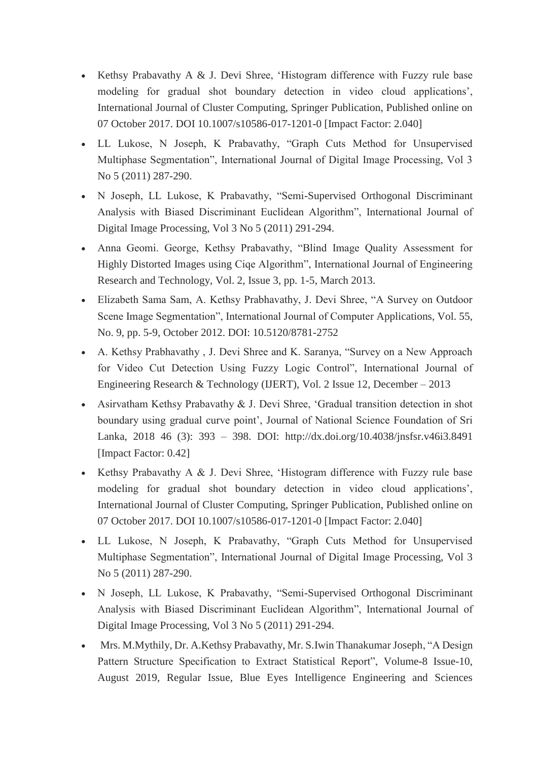- Kethsy Prabavathy A & J. Devi Shree, 'Histogram difference with Fuzzy rule base modeling for gradual shot boundary detection in video cloud applications', International Journal of Cluster Computing, Springer Publication, Published online on 07 October 2017. DOI 10.1007/s10586-017-1201-0 [Impact Factor: 2.040]
- LL Lukose, N Joseph, K Prabavathy, "Graph Cuts Method for Unsupervised Multiphase Segmentation", International Journal of Digital Image Processing, Vol 3 No 5 (2011) 287-290.
- N Joseph, LL Lukose, K Prabavathy, "Semi-Supervised Orthogonal Discriminant Analysis with Biased Discriminant Euclidean Algorithm", International Journal of Digital Image Processing, Vol 3 No 5 (2011) 291-294.
- Anna Geomi. George, Kethsy Prabavathy, "Blind Image Quality Assessment for Highly Distorted Images using Ciqe Algorithm", International Journal of Engineering Research and Technology, Vol. 2, Issue 3, pp. 1-5, March 2013.
- Elizabeth Sama Sam, A. Kethsy Prabhavathy, J. Devi Shree, "A Survey on Outdoor Scene Image Segmentation", International Journal of Computer Applications, Vol. 55, No. 9, pp. 5-9, October 2012. DOI: 10.5120/8781-2752
- A. Kethsy Prabhavathy , J. Devi Shree and K. Saranya, "Survey on a New Approach for Video Cut Detection Using Fuzzy Logic Control", International Journal of Engineering Research & Technology (IJERT), Vol. 2 Issue 12, December – 2013
- Asirvatham Kethsy Prabavathy & J. Devi Shree, 'Gradual transition detection in shot boundary using gradual curve point', Journal of National Science Foundation of Sri Lanka, 2018 46 (3): 393 – 398. DOI: http://dx.doi.org/10.4038/jnsfsr.v46i3.8491 [Impact Factor: 0.42]
- Kethsy Prabavathy A & J. Devi Shree, 'Histogram difference with Fuzzy rule base modeling for gradual shot boundary detection in video cloud applications', International Journal of Cluster Computing, Springer Publication, Published online on 07 October 2017. DOI 10.1007/s10586-017-1201-0 [Impact Factor: 2.040]
- LL Lukose, N Joseph, K Prabavathy, "Graph Cuts Method for Unsupervised Multiphase Segmentation", International Journal of Digital Image Processing, Vol 3 No 5 (2011) 287-290.
- N Joseph, LL Lukose, K Prabavathy, "Semi-Supervised Orthogonal Discriminant Analysis with Biased Discriminant Euclidean Algorithm", International Journal of Digital Image Processing, Vol 3 No 5 (2011) 291-294.
- Mrs. M.Mythily, Dr. A.Kethsy Prabavathy, Mr. S.Iwin Thanakumar Joseph, "A Design Pattern Structure Specification to Extract Statistical Report", Volume-8 Issue-10, August 2019, Regular Issue, Blue Eyes Intelligence Engineering and Sciences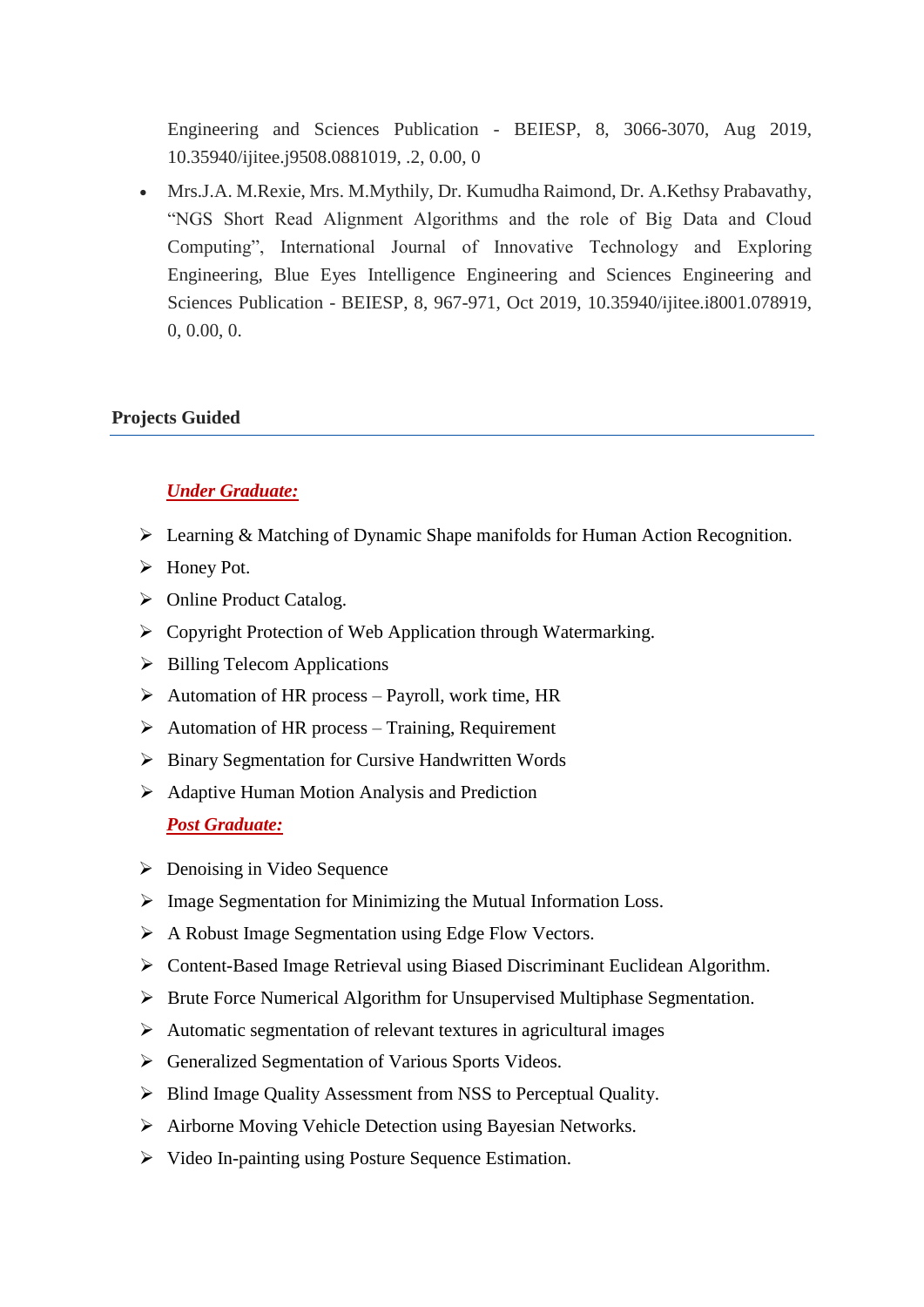Engineering and Sciences Publication - BEIESP, 8, 3066-3070, Aug 2019, 10.35940/ijitee.j9508.0881019, .2, 0.00, 0

- Mrs.J.A. M.Rexie, Mrs. M.Mythily, Dr. Kumudha Raimond, Dr. A.Kethsy Prabavathy, "NGS Short Read Alignment Algorithms and the role of Big Data and Cloud Computing", International Journal of Innovative Technology and Exploring Engineering, Blue Eyes Intelligence Engineering and Sciences Engineering and Sciences Publication - BEIESP, 8, 967-971, Oct 2019, 10.35940/ijitee.i8001.078919, 0, 0.00, 0.

## Projects Guided

***Under Graduate:***

- Learning & Matching of Dynamic Shape manifolds for Human Action Recognition.
- Honey Pot.
- Online Product Catalog.
- Copyright Protection of Web Application through Watermarking.
- Billing Telecom Applications
- Automation of HR process – Payroll, work time, HR
- Automation of HR process – Training, Requirement
- Binary Segmentation for Cursive Handwritten Words
- Adaptive Human Motion Analysis and Prediction

***Post Graduate:***

- Denoising in Video Sequence
- Image Segmentation for Minimizing the Mutual Information Loss.
- A Robust Image Segmentation using Edge Flow Vectors.
- Content-Based Image Retrieval using Biased Discriminant Euclidean Algorithm.
- Brute Force Numerical Algorithm for Unsupervised Multiphase Segmentation.
- Automatic segmentation of relevant textures in agricultural images
- Generalized Segmentation of Various Sports Videos.
- Blind Image Quality Assessment from NSS to Perceptual Quality.
- Airborne Moving Vehicle Detection using Bayesian Networks.
- Video In-painting using Posture Sequence Estimation.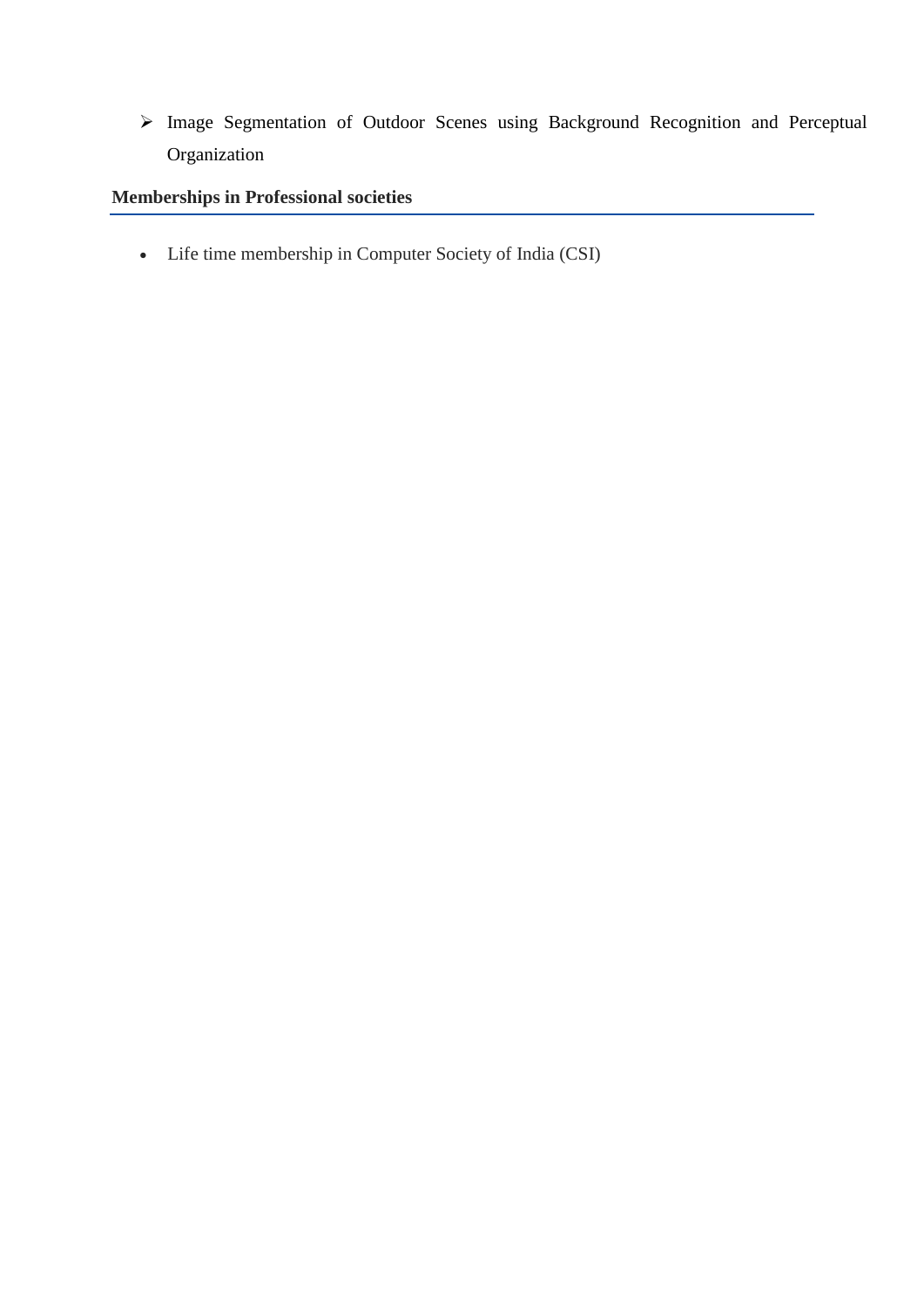- Image Segmentation of Outdoor Scenes using Background Recognition and Perceptual Organization

## Memberships in Professional societies

- Life time membership in Computer Society of India (CSI)